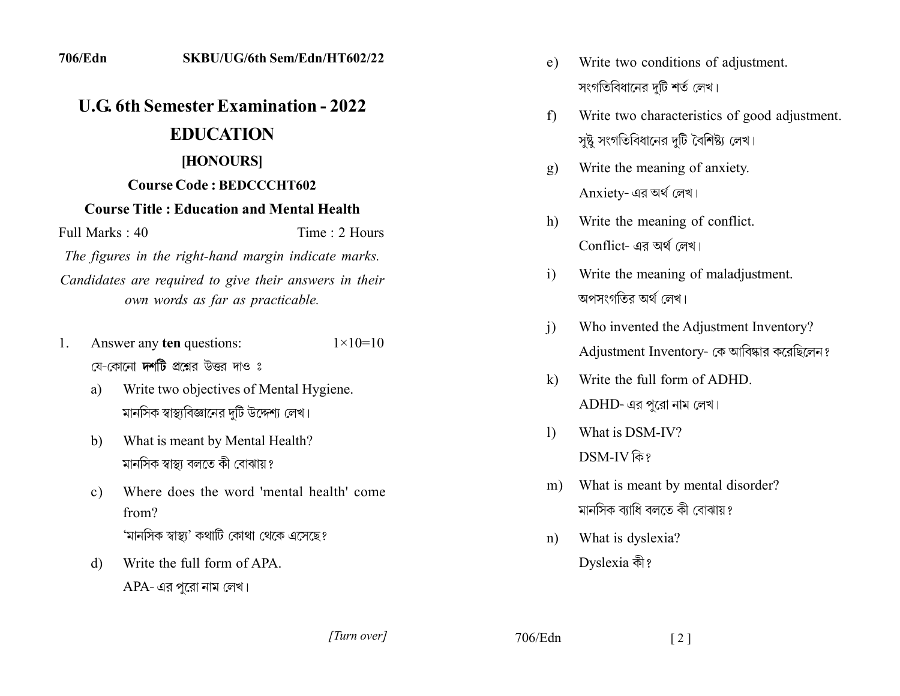# U.G. 6th Semester Examination - 2022

## EDUCATION

### [HONOURS]

**Course Code : BEDCCCHT602**

**Course Title : Education and Mental Health**

Full Marks : 40 Time : 2 Hours

*The figures in the right-hand margin indicate marks.*

*Candidates are required to give their answers in their own words as far as practicable.*

1. Answer any **ten** questions: 1×10=10

   যে-কোনো **দশটি** প্রশ্নের উত্তর দাও ঃ

   a) Write two objectives of Mental Hygiene.
   মানসিক স্বাস্থ্যবিজ্ঞানের দুটি উদ্দেশ্য লেখ।

   b) What is meant by Mental Health?
   মানসিক স্বাস্থ্য বলতে কী বোঝায়?

   c) Where does the word 'mental health' come from?
   'মানসিক স্বাস্থ্য' কথাটি কোথা থেকে এসেছে?

   d) Write the full form of APA.
   APA- এর পুরো নাম লেখ।

   e) Write two conditions of adjustment.
   সংগতিবিধানের দুটি শর্ত লেখ।

   f) Write two characteristics of good adjustment.
   সুষ্ঠু সংগতিবিধানের দুটি বৈশিষ্ট্য লেখ।

   g) Write the meaning of anxiety.
   Anxiety- এর অর্থ লেখ।

   h) Write the meaning of conflict.
   Conflict- এর অর্থ লেখ।

   i) Write the meaning of maladjustment.
   অপসংগতির অর্থ লেখ।

   j) Who invented the Adjustment Inventory?
   Adjustment Inventory- কে আবিষ্কার করেছিলেন?

   k) Write the full form of ADHD.
   ADHD- এর পুরো নাম লেখ।

   l) What is DSM-IV?
   DSM-IV কি?

   m) What is meant by mental disorder?
   মানসিক ব্যাধি বলতে কী বোঝায়?

   n) What is dyslexia?
   Dyslexia কী?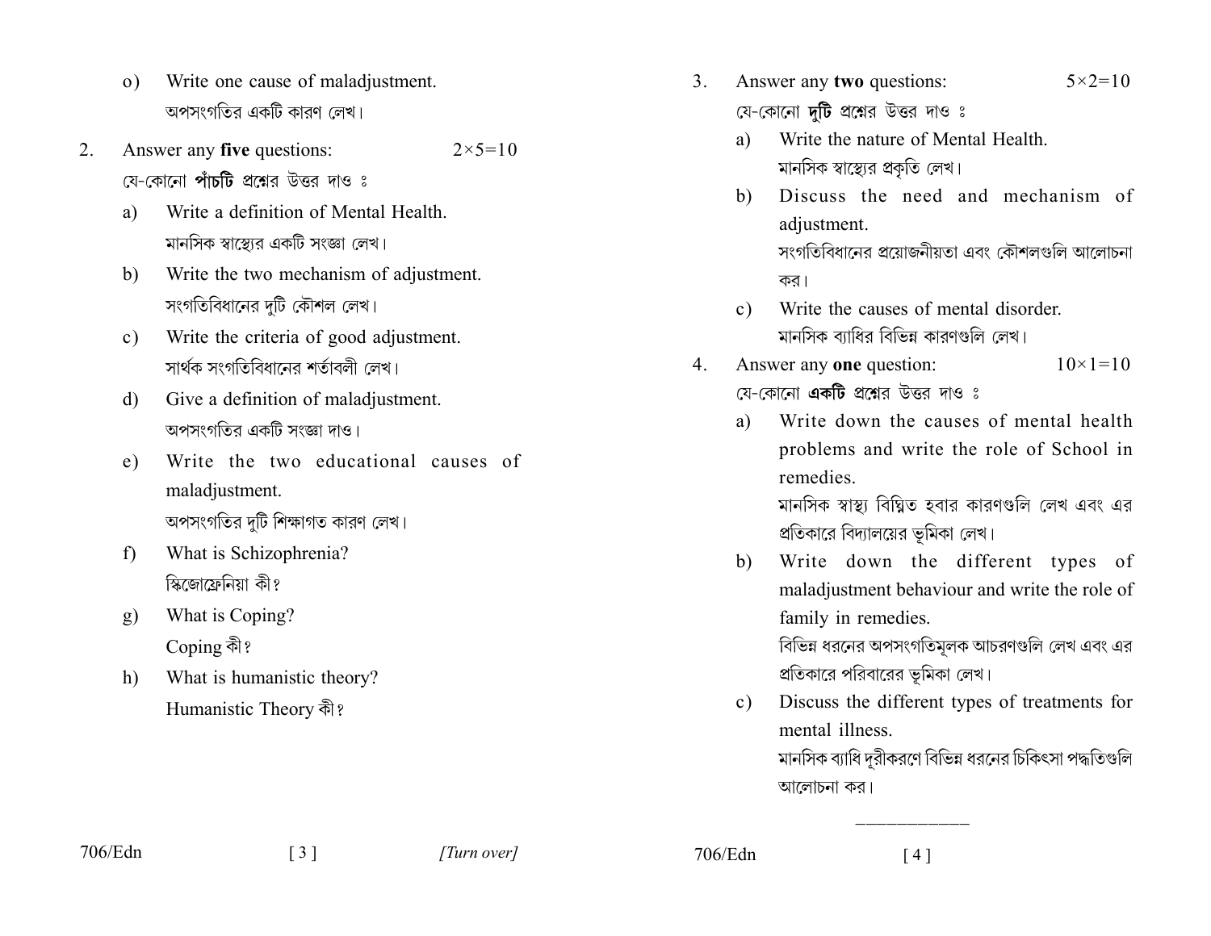o) Write one cause of maladjustment.
অপসংগতির একটি কারণ লেখ।

2. Answer any **five** questions: 2×5=10
যে-কোনো **পাঁচটি** প্রশ্নের উত্তর দাও ঃ

a) Write a definition of Mental Health.
মানসিক স্বাস্থ্যের একটি সংজ্ঞা লেখ।

b) Write the two mechanism of adjustment.
সংগতিবিধানের দুটি কৌশল লেখ।

c) Write the criteria of good adjustment.
সার্থক সংগতিবিধানের শর্তাবলী লেখ।

d) Give a definition of maladjustment.
অপসংগতির একটি সংজ্ঞা দাও।

e) Write the two educational causes of maladjustment.
অপসংগতির দুটি শিক্ষাগত কারণ লেখ।

f) What is Schizophrenia?
স্কিজোফ্রেনিয়া কী?

g) What is Coping?
Coping কী?

h) What is humanistic theory?
Humanistic Theory কী?

3. Answer any **two** questions: 5×2=10
যে-কোনো **দুটি** প্রশ্নের উত্তর দাও ঃ

a) Write the nature of Mental Health.
মানসিক স্বাস্থ্যের প্রকৃতি লেখ।

b) Discuss the need and mechanism of adjustment.
সংগতিবিধানের প্রয়োজনীয়তা এবং কৌশলগুলি আলোচনা কর।

c) Write the causes of mental disorder.
মানসিক ব্যাধির বিভিন্ন কারণগুলি লেখ।

4. Answer any **one** question: 10×1=10
যে-কোনো **একটি** প্রশ্নের উত্তর দাও ঃ

a) Write down the causes of mental health problems and write the role of School in remedies.
মানসিক স্বাস্থ্য বিঘ্নিত হবার কারণগুলি লেখ এবং এর প্রতিকারে বিদ্যালয়ের ভূমিকা লেখ।

b) Write down the different types of maladjustment behaviour and write the role of family in remedies.
বিভিন্ন ধরনের অপসংগতিমূলক আচরণগুলি লেখ এবং এর প্রতিকারে পরিবারের ভূমিকা লেখ।

c) Discuss the different types of treatments for mental illness.
মানসিক ব্যাধি দূরীকরণে বিভিন্ন ধরনের চিকিৎসা পদ্ধতিগুলি আলোচনা কর।

————————